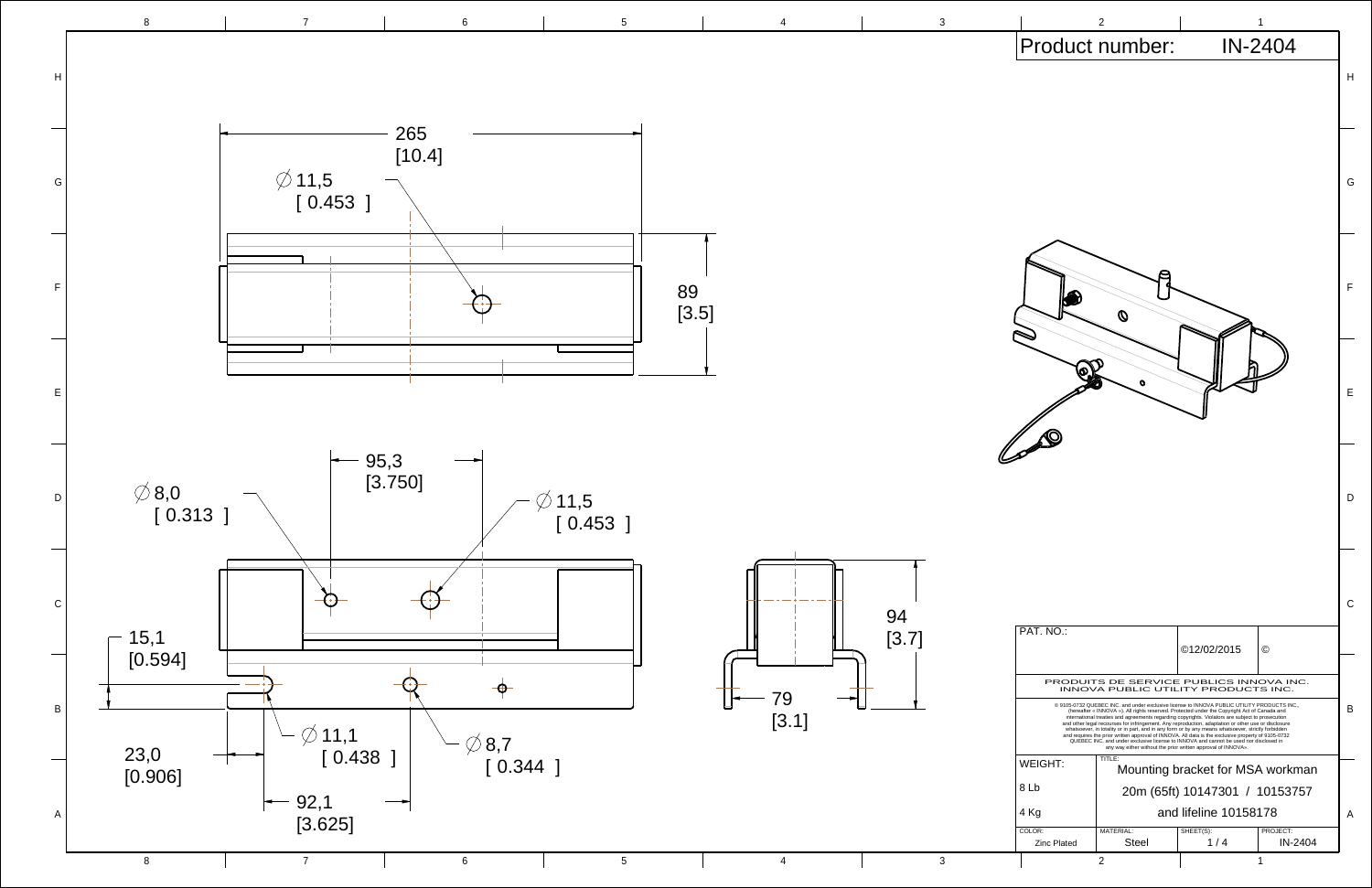# Product number: IN-2404

265
[10.4]

$\varnothing$ 11,5
[ 0.453 ]

89
[3.5]

95,3
[3.750]

$\varnothing$ 8,0
[ 0.313 ]

$\varnothing$ 11,5
[ 0.453 ]

15,1
[0.594]

$\varnothing$ 11,1
[ 0.438 ]

$\varnothing$ 8,7
[ 0.344 ]

23,0
[0.906]

92,1
[3.625]

94
[3.7]

79
[3.1]

| PAT. NO.: | | ©12/02/2015 | © |
|---|---|---|---|
| PRODUITS DE SERVICE PUBLICS INNOVA INC. INNOVA PUBLIC UTILITY PRODUCTS INC. | | | |

© 9105-0732 QUEBEC INC. and under exclusive license to INNOVA PUBLIC UTILITY PRODUCTS INC., (hereafter « INNOVA »). All rights reserved. Protected under the Copyright Act of Canada and international treaties and agreements regarding copyrights. Violators are subject to prosecution and other legal recourses for infringement. Any reproduction, adaptation or other use or disclosure whatsoever, in totality or in part, and in any form or by any means whatsoever, strictly forbidden and requires the prior written approval of INNOVA. All data is the exclusive property of 9105-0732 QUEBEC INC. and under exclusive license to INNOVA and cannot be used nor disclosed in any way either without the prior written approval of INNOVA».

| WEIGHT: | TITLE: Mounting bracket for MSA workman 20m (65ft) 10147301 / 10153757 and lifeline 10158178 | | |
|---|---|---|---|
| 8 Lb | | | |
| 4 Kg | | | |
| COLOR: Zinc Plated | MATERIAL: Steel | SHEET(S): 1 / 4 | PROJECT: IN-2404 |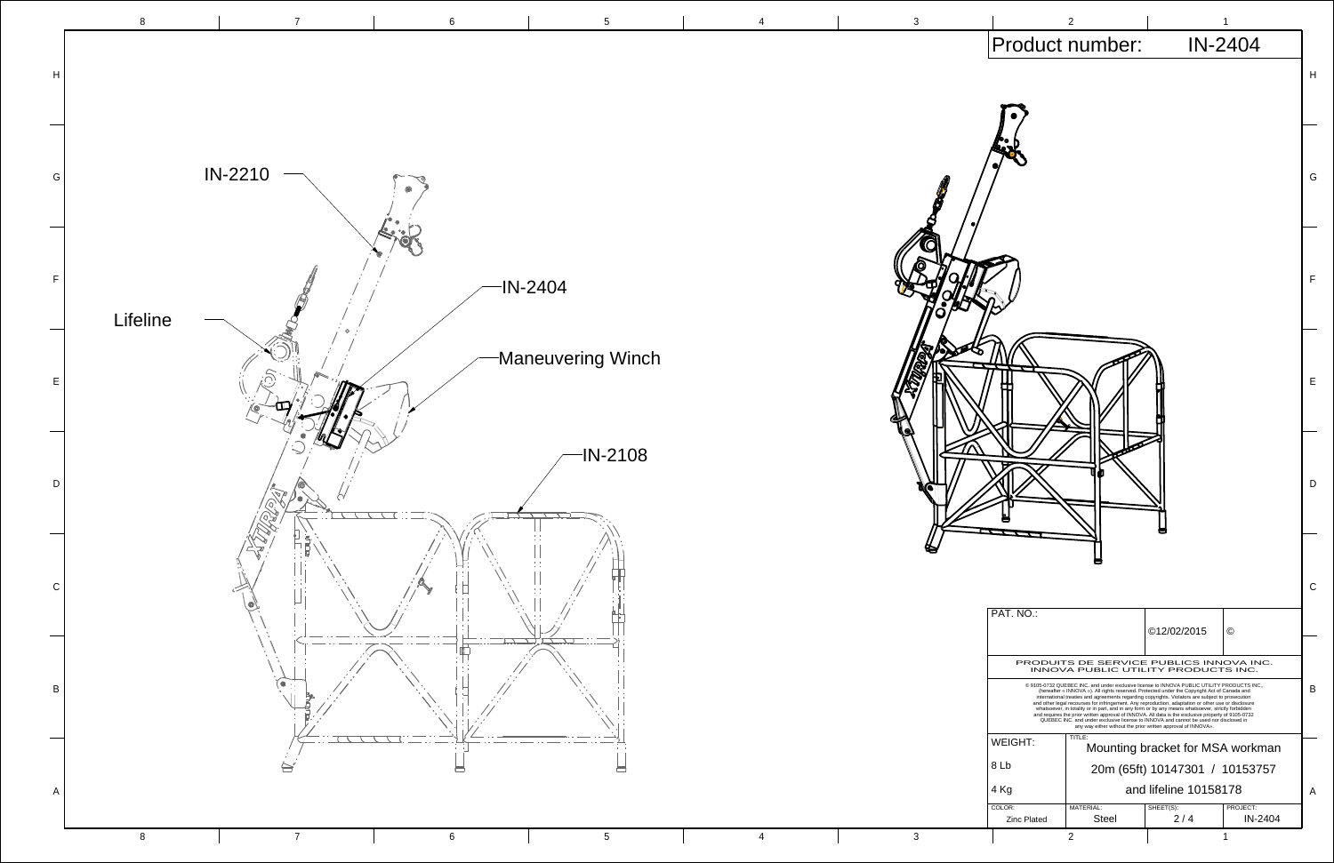# Product number: IN-2404

IN-2210

Lifeline

IN-2404

Maneuvering Winch

IN-2108

PAT. NO.:

©12/02/2015 ©

PRODUITS DE SERVICE PUBLICS INNOVA INC.
INNOVA PUBLIC UTILITY PRODUCTS INC.

® 9105-0732 QUEBEC INC. and under exclusive license to INNOVA PUBLIC UTILITY PRODUCTS INC., (hereafter « INNOVA »). All rights reserved. Protected under the Copyright Act of Canada and international treaties and agreements regarding copyrights. Violators are subject to prosecution and other legal recourses for infringement. Any reproduction, adaptation or other use or disclosure whatsoever, in totality or in part, and in any form or by any means whatsoever, strictly forbidden and requires the prior written approval of INNOVA. All data is the exclusive property of 9105-0732 QUEBEC INC. and under exclusive license to INNOVA and cannot be used nor disclosed in any way either without the prior written approval of INNOVA».

| WEIGHT: | TITLE: | | |
| --- | --- | --- | --- |
| 8 Lb | Mounting bracket for MSA workman 20m (65ft) 10147301 / 10153757 and lifeline 10158178 | | |
| 4 Kg | | | |
| COLOR: Zinc Plated | MATERIAL: Steel | SHEET(S): 2 / 4 | PROJECT: IN-2404 |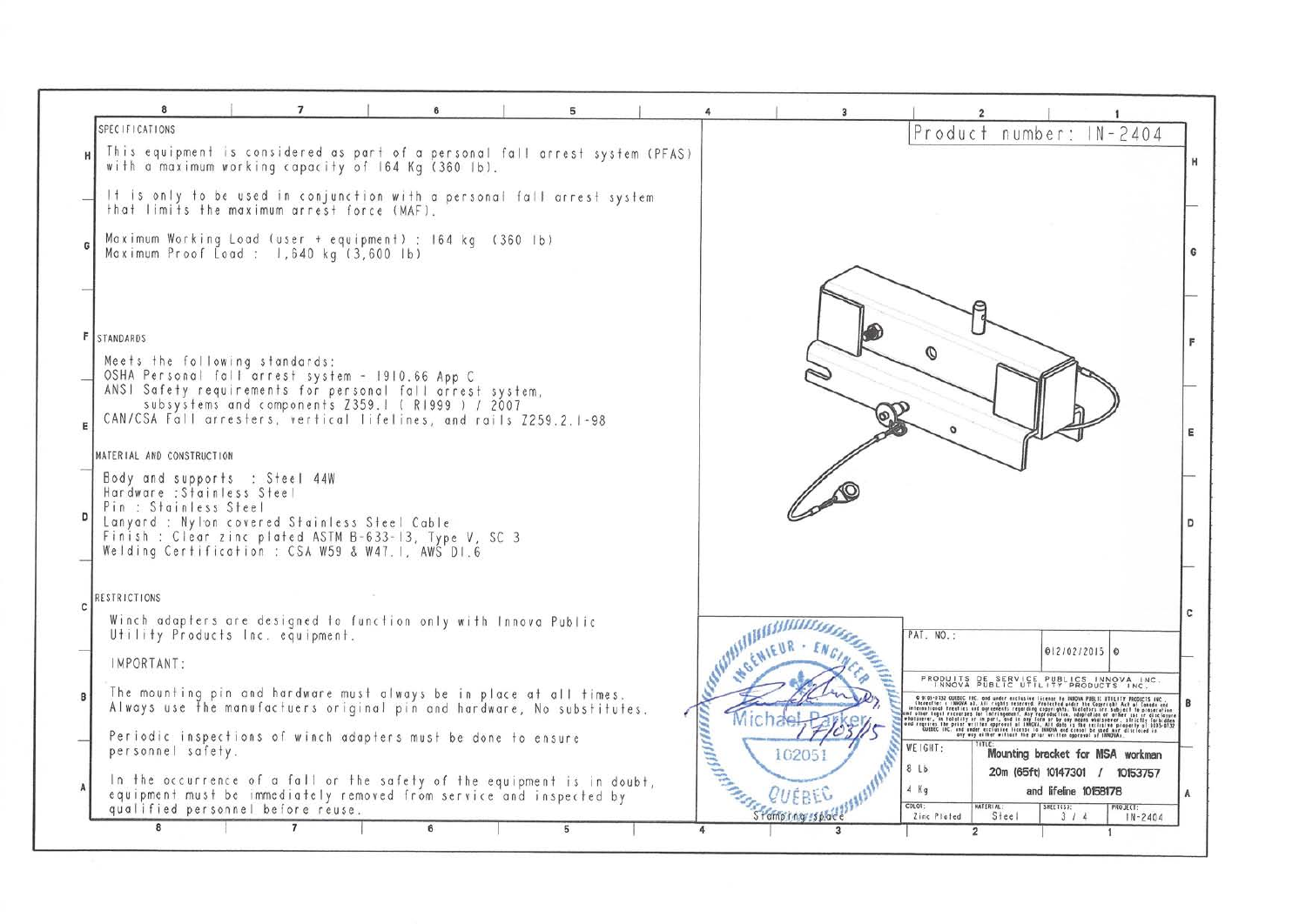## SPECIFICATIONS

This equipment is considered as part of a personal fall arrest system (PFAS) with a maximum working capacity of 164 Kg (360 lb).

It is only to be used in conjunction with a personal fall arrest system that limits the maximum arrest force (MAF).

Maximum Working Load (user + equipment) : 164 kg (360 lb)
Maximum Proof Load : 1,640 kg (3,600 lb)

## STANDARDS

Meets the following standards:
OSHA Personal fall arrest system - 1910.66 App C
ANSI Safety requirements for personal fall arrest system, subsystems and components Z359.1 ( R1999 ) / 2007
CAN/CSA Fall arresters, vertical lifelines, and rails Z259.2.1-98

## MATERIAL AND CONSTRUCTION

Body and supports : Steel 44W
Hardware : Stainless Steel
Pin : Stainless Steel
Lanyard : Nylon covered Stainless Steel Cable
Finish : Clear zinc plated ASTM B-633-13, Type V, SC 3
Welding Certification : CSA W59 & W47.1, AWS D1.6

## RESTRICTIONS

Winch adapters are designed to function only with Innova Public Utility Products Inc. equipment.

IMPORTANT:

The mounting pin and hardware must always be in place at all times. Always use the manufacturers original pin and hardware, No substitutes.

Periodic inspections of winch adapters must be done to ensure personnel safety.

In the occurrence of a fall or the safety of the equipment is in doubt, equipment must be immediately removed from service and inspected by qualified personnel before reuse.

Product number: IN-2404

INGÉNIEUR · ENGINEER
Michael Parker
17/03/15
102051
QUÉBEC
Stamping space

PAT. NO.:

©12/02/2015 ©

PRODUITS DE SERVICE PUBLICS INNOVA INC.
INNOVA PUBLIC UTILITY PRODUCTS INC.

| WEIGHT: | TITLE: | | |
|---|---|---|---|
| 8 Lb | Mounting bracket for MSA workman | | |
| 4 Kg | 20m (65ft) 10147301 / 10153757 and lifeline 10158178 | | |
| COLOR: | MATERIAL: | SHEETS: | PROJECT: |
| Zinc Plated | Steel | 3 / 4 | IN-2404 |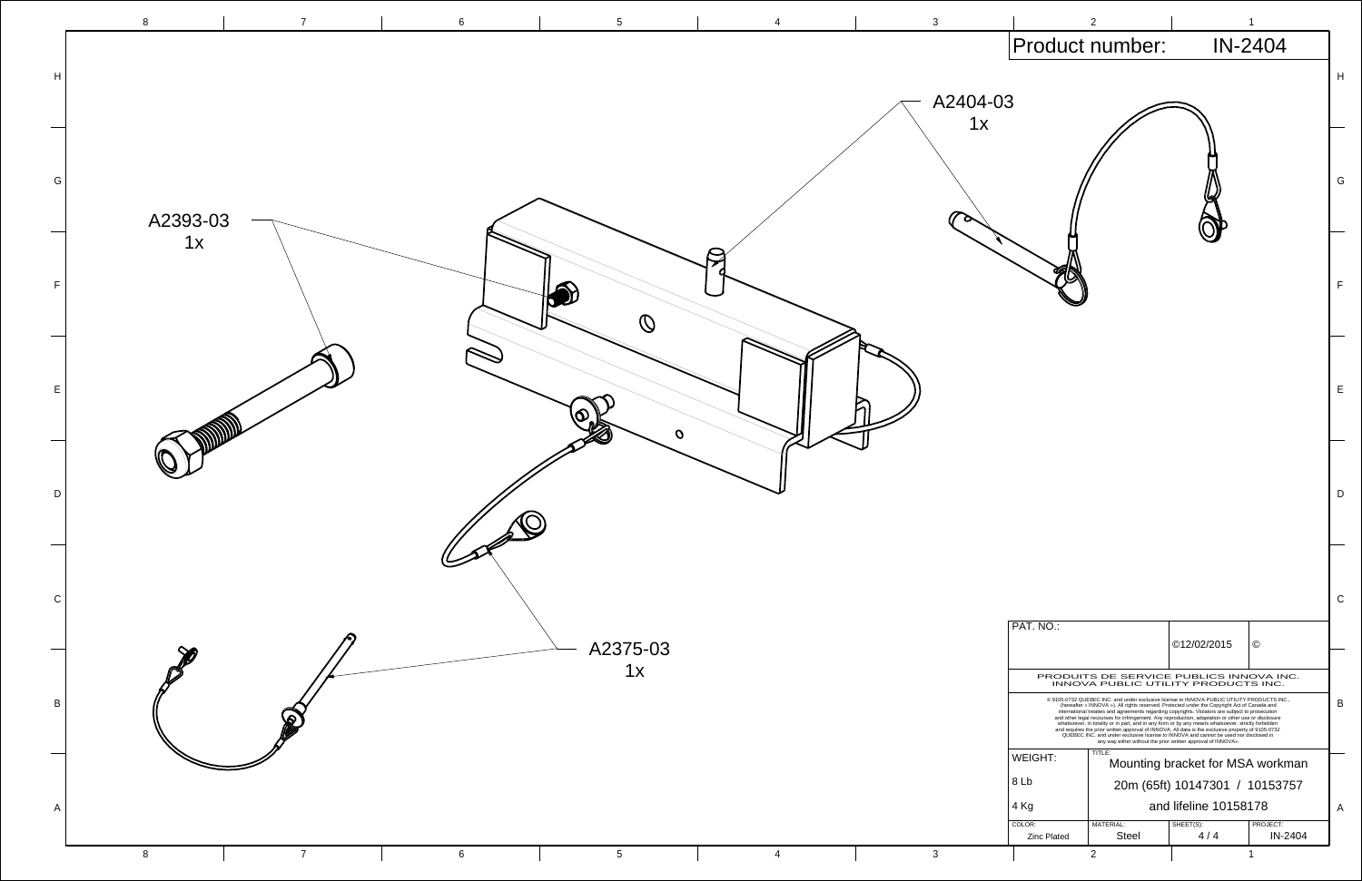Product number: IN-2404

A2404-03
1x

A2393-03
1x

A2375-03
1x

PAT. NO.:

©12/02/2015 ©

PRODUITS DE SERVICE PUBLICS INNOVA INC.
INNOVA PUBLIC UTILITY PRODUCTS INC.

© 9105-0732 QUEBEC INC. and under exclusive license to INNOVA PUBLIC UTILITY PRODUCTS INC., (hereafter « INNOVA »). All rights reserved. Protected under the Copyright Act of Canada and international treaties and agreements regarding copyrights. Violators are subject to prosecution and other legal recourses for infringement. Any reproduction, adaptation or other use or disclosure whatsoever, in totality or in part, and in any form or by any means whatsoever, strictly forbidden and requires the prior written approval of INNOVA. All data is the exclusive property of 9105-0732 QUEBEC INC. and under exclusive license to INNOVA and cannot be used nor disclosed in any way either without the prior written approval of INNOVA».

| | |
|---|---|
| WEIGHT: 8 Lb 4 Kg | TITLE: Mounting bracket for MSA workman 20m (65ft) 10147301 / 10153757 and lifeline 10158178 |

| COLOR: | MATERIAL: | SHEET(S): | PROJECT: |
|---|---|---|---|
| Zinc Plated | Steel | 4 / 4 | IN-2404 |